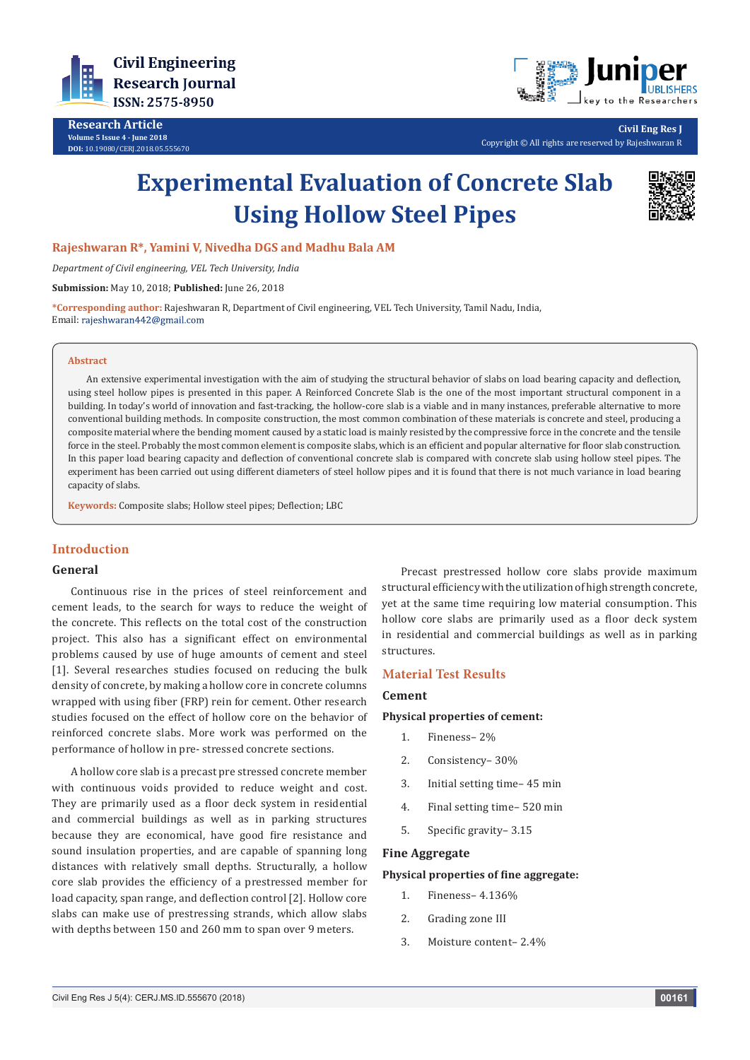Research Article
Volume 5 Issue 4 - June 2018
DOI: 10.19080/CERJ.2018.05.555670

Civil Eng Res J
Copyright © All rights are reserved by Rajeshwaran R

# Experimental Evaluation of Concrete Slab Using Hollow Steel Pipes

**Rajeshwaran R\*, Yamini V, Nivedha DGS and Madhu Bala AM**

*Department of Civil engineering, VEL Tech University, India*

**Submission:** May 10, 2018; **Published:** June 26, 2018

**\*Corresponding author:** Rajeshwaran R, Department of Civil engineering, VEL Tech University, Tamil Nadu, India, Email: rajeshwaran442@gmail.com

## Abstract

An extensive experimental investigation with the aim of studying the structural behavior of slabs on load bearing capacity and deflection, using steel hollow pipes is presented in this paper. A Reinforced Concrete Slab is the one of the most important structural component in a building. In today's world of innovation and fast-tracking, the hollow-core slab is a viable and in many instances, preferable alternative to more conventional building methods. In composite construction, the most common combination of these materials is concrete and steel, producing a composite material where the bending moment caused by a static load is mainly resisted by the compressive force in the concrete and the tensile force in the steel. Probably the most common element is composite slabs, which is an efficient and popular alternative for floor slab construction. In this paper load bearing capacity and deflection of conventional concrete slab is compared with concrete slab using hollow steel pipes. The experiment has been carried out using different diameters of steel hollow pipes and it is found that there is not much variance in load bearing capacity of slabs.

**Keywords:** Composite slabs; Hollow steel pipes; Deflection; LBC

## Introduction

### General

Continuous rise in the prices of steel reinforcement and cement leads, to the search for ways to reduce the weight of the concrete. This reflects on the total cost of the construction project. This also has a significant effect on environmental problems caused by use of huge amounts of cement and steel [1]. Several researches studies focused on reducing the bulk density of concrete, by making a hollow core in concrete columns wrapped with using fiber (FRP) rein for cement. Other research studies focused on the effect of hollow core on the behavior of reinforced concrete slabs. More work was performed on the performance of hollow in pre- stressed concrete sections.

A hollow core slab is a precast pre stressed concrete member with continuous voids provided to reduce weight and cost. They are primarily used as a floor deck system in residential and commercial buildings as well as in parking structures because they are economical, have good fire resistance and sound insulation properties, and are capable of spanning long distances with relatively small depths. Structurally, a hollow core slab provides the efficiency of a prestressed member for load capacity, span range, and deflection control [2]. Hollow core slabs can make use of prestressing strands, which allow slabs with depths between 150 and 260 mm to span over 9 meters.

Precast prestressed hollow core slabs provide maximum structural efficiency with the utilization of high strength concrete, yet at the same time requiring low material consumption. This hollow core slabs are primarily used as a floor deck system in residential and commercial buildings as well as in parking structures.

## Material Test Results

### Cement

**Physical properties of cement:**

1. Fineness– 2%
2. Consistency– 30%
3. Initial setting time– 45 min
4. Final setting time– 520 min
5. Specific gravity– 3.15

### Fine Aggregate

**Physical properties of fine aggregate:**

1. Fineness– 4.136%
2. Grading zone III
3. Moisture content– 2.4%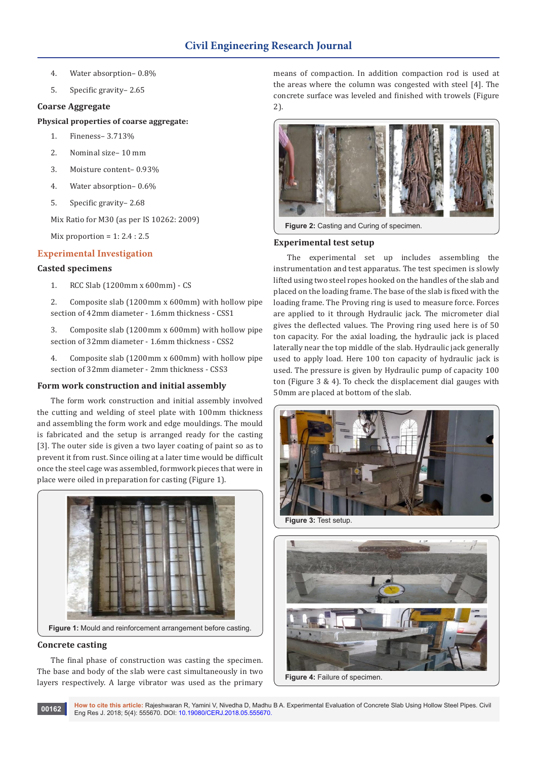4. Water absorption– 0.8%

5. Specific gravity– 2.65

**Coarse Aggregate**

**Physical properties of coarse aggregate:**

1. Fineness– 3.713%

2. Nominal size– 10 mm

3. Moisture content– 0.93%

4. Water absorption– 0.6%

5. Specific gravity– 2.68

Mix Ratio for M30 (as per IS 10262: 2009)

Mix proportion = 1: 2.4 : 2.5

## Experimental Investigation

### Casted specimens

1. RCC Slab (1200mm x 600mm) - CS

2. Composite slab (1200mm x 600mm) with hollow pipe section of 42mm diameter - 1.6mm thickness - CSS1

3. Composite slab (1200mm x 600mm) with hollow pipe section of 32mm diameter - 1.6mm thickness - CSS2

4. Composite slab (1200mm x 600mm) with hollow pipe section of 32mm diameter - 2mm thickness - CSS3

### Form work construction and initial assembly

The form work construction and initial assembly involved the cutting and welding of steel plate with 100mm thickness and assembling the form work and edge mouldings. The mould is fabricated and the setup is arranged ready for the casting [3]. The outer side is given a two layer coating of paint so as to prevent it from rust. Since oiling at a later time would be difficult once the steel cage was assembled, formwork pieces that were in place were oiled in preparation for casting (Figure 1).

**Figure 1:** Mould and reinforcement arrangement before casting.

### Concrete casting

The final phase of construction was casting the specimen. The base and body of the slab were cast simultaneously in two layers respectively. A large vibrator was used as the primary means of compaction. In addition compaction rod is used at the areas where the column was congested with steel [4]. The concrete surface was leveled and finished with trowels (Figure 2).

**Figure 2:** Casting and Curing of specimen.

### Experimental test setup

The experimental set up includes assembling the instrumentation and test apparatus. The test specimen is slowly lifted using two steel ropes hooked on the handles of the slab and placed on the loading frame. The base of the slab is fixed with the loading frame. The Proving ring is used to measure force. Forces are applied to it through Hydraulic jack. The micrometer dial gives the deflected values. The Proving ring used here is of 50 ton capacity. For the axial loading, the hydraulic jack is placed laterally near the top middle of the slab. Hydraulic jack generally used to apply load. Here 100 ton capacity of hydraulic jack is used. The pressure is given by Hydraulic pump of capacity 100 ton (Figure 3 & 4). To check the displacement dial gauges with 50mm are placed at bottom of the slab.

**Figure 3:** Test setup.

**Figure 4:** Failure of specimen.

How to cite this article: Rajeshwaran R, Yamini V, Nivedha D, Madhu B A. Experimental Evaluation of Concrete Slab Using Hollow Steel Pipes. Civil Eng Res J. 2018; 5(4): 555670. DOI: 10.19080/CERJ.2018.05.555670.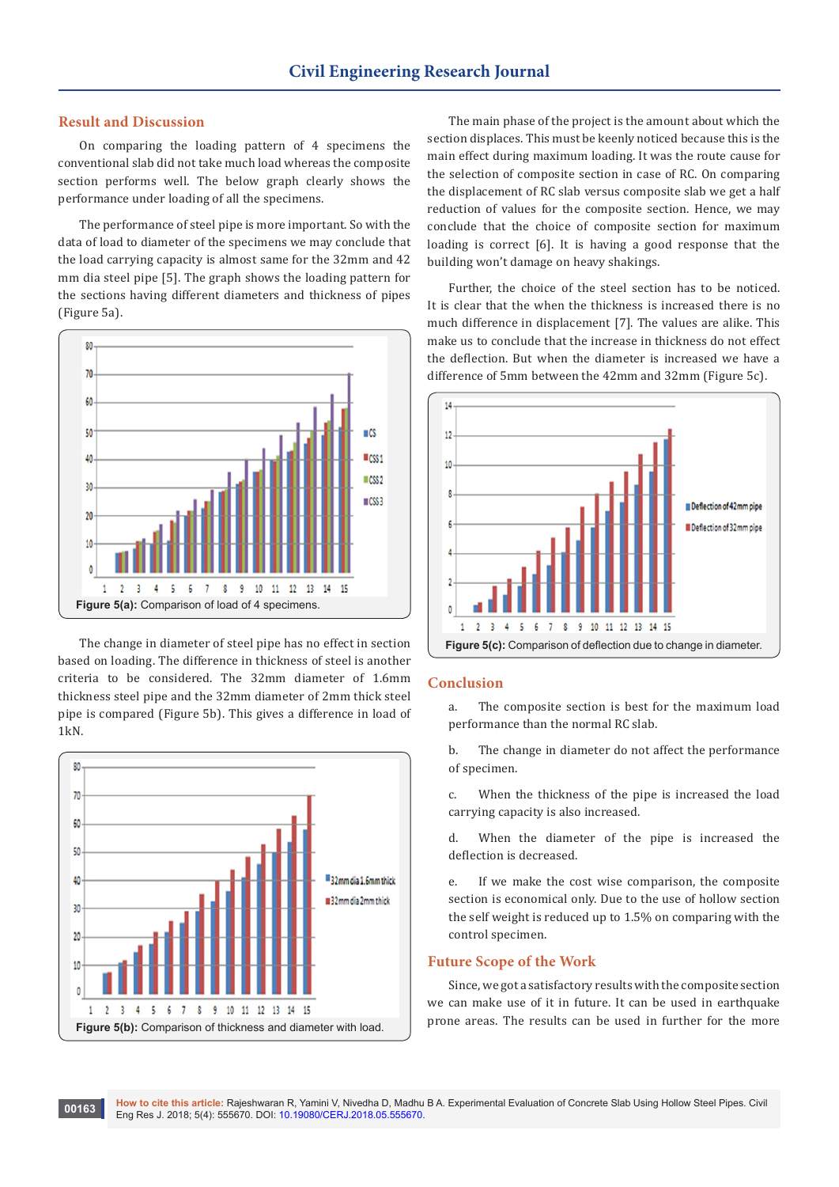## Result and Discussion

On comparing the loading pattern of 4 specimens the conventional slab did not take much load whereas the composite section performs well. The below graph clearly shows the performance under loading of all the specimens.

The performance of steel pipe is more important. So with the data of load to diameter of the specimens we may conclude that the load carrying capacity is almost same for the 32mm and 42 mm dia steel pipe [5]. The graph shows the loading pattern for the sections having different diameters and thickness of pipes (Figure 5a).

**Figure 5(a):** Comparison of load of 4 specimens.

The change in diameter of steel pipe has no effect in section based on loading. The difference in thickness of steel is another criteria to be considered. The 32mm diameter of 1.6mm thickness steel pipe and the 32mm diameter of 2mm thick steel pipe is compared (Figure 5b). This gives a difference in load of 1kN.

**Figure 5(b):** Comparison of thickness and diameter with load.

The main phase of the project is the amount about which the section displaces. This must be keenly noticed because this is the main effect during maximum loading. It was the route cause for the selection of composite section in case of RC. On comparing the displacement of RC slab versus composite slab we get a half reduction of values for the composite section. Hence, we may conclude that the choice of composite section for maximum loading is correct [6]. It is having a good response that the building won't damage on heavy shakings.

Further, the choice of the steel section has to be noticed. It is clear that the when the thickness is increased there is no much difference in displacement [7]. The values are alike. This make us to conclude that the increase in thickness do not effect the deflection. But when the diameter is increased we have a difference of 5mm between the 42mm and 32mm (Figure 5c).

**Figure 5(c):** Comparison of deflection due to change in diameter.

## Conclusion

a. The composite section is best for the maximum load performance than the normal RC slab.

b. The change in diameter do not affect the performance of specimen.

c. When the thickness of the pipe is increased the load carrying capacity is also increased.

d. When the diameter of the pipe is increased the deflection is decreased.

e. If we make the cost wise comparison, the composite section is economical only. Due to the use of hollow section the self weight is reduced up to 1.5% on comparing with the control specimen.

## Future Scope of the Work

Since, we got a satisfactory results with the composite section we can make use of it in future. It can be used in earthquake prone areas. The results can be used in further for the more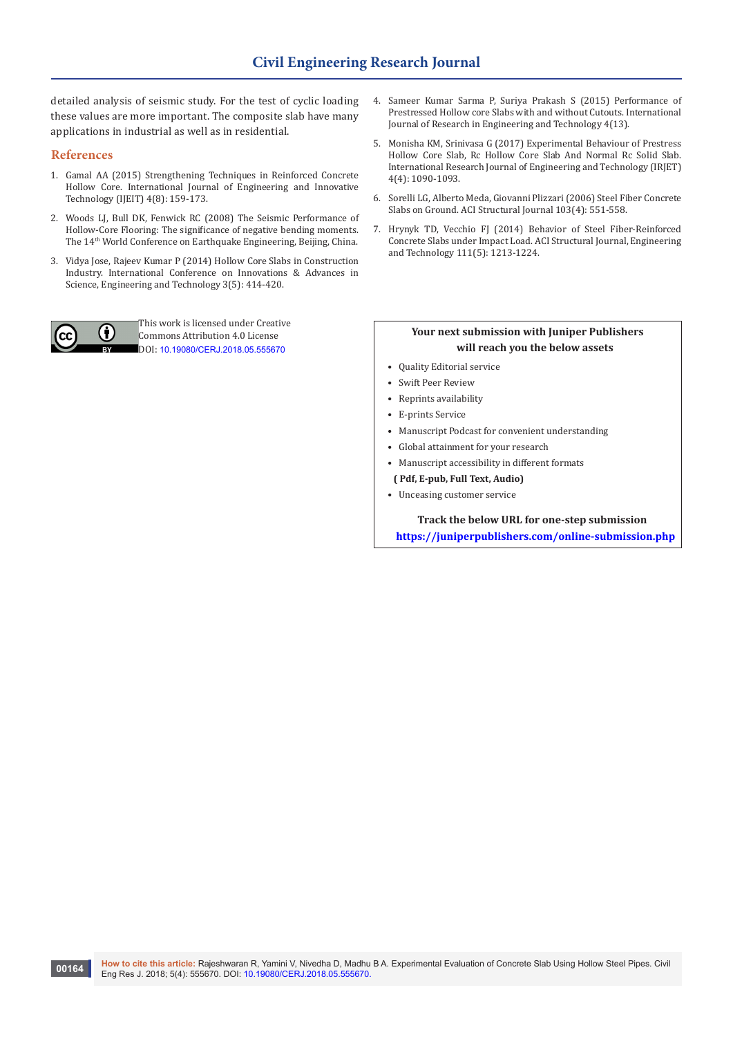detailed analysis of seismic study. For the test of cyclic loading these values are more important. The composite slab have many applications in industrial as well as in residential.

## References

1. Gamal AA (2015) Strengthening Techniques in Reinforced Concrete Hollow Core. International Journal of Engineering and Innovative Technology (IJEIT) 4(8): 159-173.
2. Woods LJ, Bull DK, Fenwick RC (2008) The Seismic Performance of Hollow-Core Flooring: The significance of negative bending moments. The 14th World Conference on Earthquake Engineering, Beijing, China.
3. Vidya Jose, Rajeev Kumar P (2014) Hollow Core Slabs in Construction Industry. International Conference on Innovations & Advances in Science, Engineering and Technology 3(5): 414-420.
4. Sameer Kumar Sarma P, Suriya Prakash S (2015) Performance of Prestressed Hollow core Slabs with and without Cutouts. International Journal of Research in Engineering and Technology 4(13).
5. Monisha KM, Srinivasa G (2017) Experimental Behaviour of Prestress Hollow Core Slab, Rc Hollow Core Slab And Normal Rc Solid Slab. International Research Journal of Engineering and Technology (IRJET) 4(4): 1090-1093.
6. Sorelli LG, Alberto Meda, Giovanni Plizzari (2006) Steel Fiber Concrete Slabs on Ground. ACI Structural Journal 103(4): 551-558.
7. Hrynyk TD, Vecchio FJ (2014) Behavior of Steel Fiber-Reinforced Concrete Slabs under Impact Load. ACI Structural Journal, Engineering and Technology 111(5): 1213-1224.

This work is licensed under Creative Commons Attribution 4.0 License
DOI: 10.19080/CERJ.2018.05.555670

**Your next submission with Juniper Publishers will reach you the below assets**

- Quality Editorial service
- Swift Peer Review
- Reprints availability
- E-prints Service
- Manuscript Podcast for convenient understanding
- Global attainment for your research
- Manuscript accessibility in different formats

**( Pdf, E-pub, Full Text, Audio)**

- Unceasing customer service

**Track the below URL for one-step submission**
**https://juniperpublishers.com/online-submission.php**